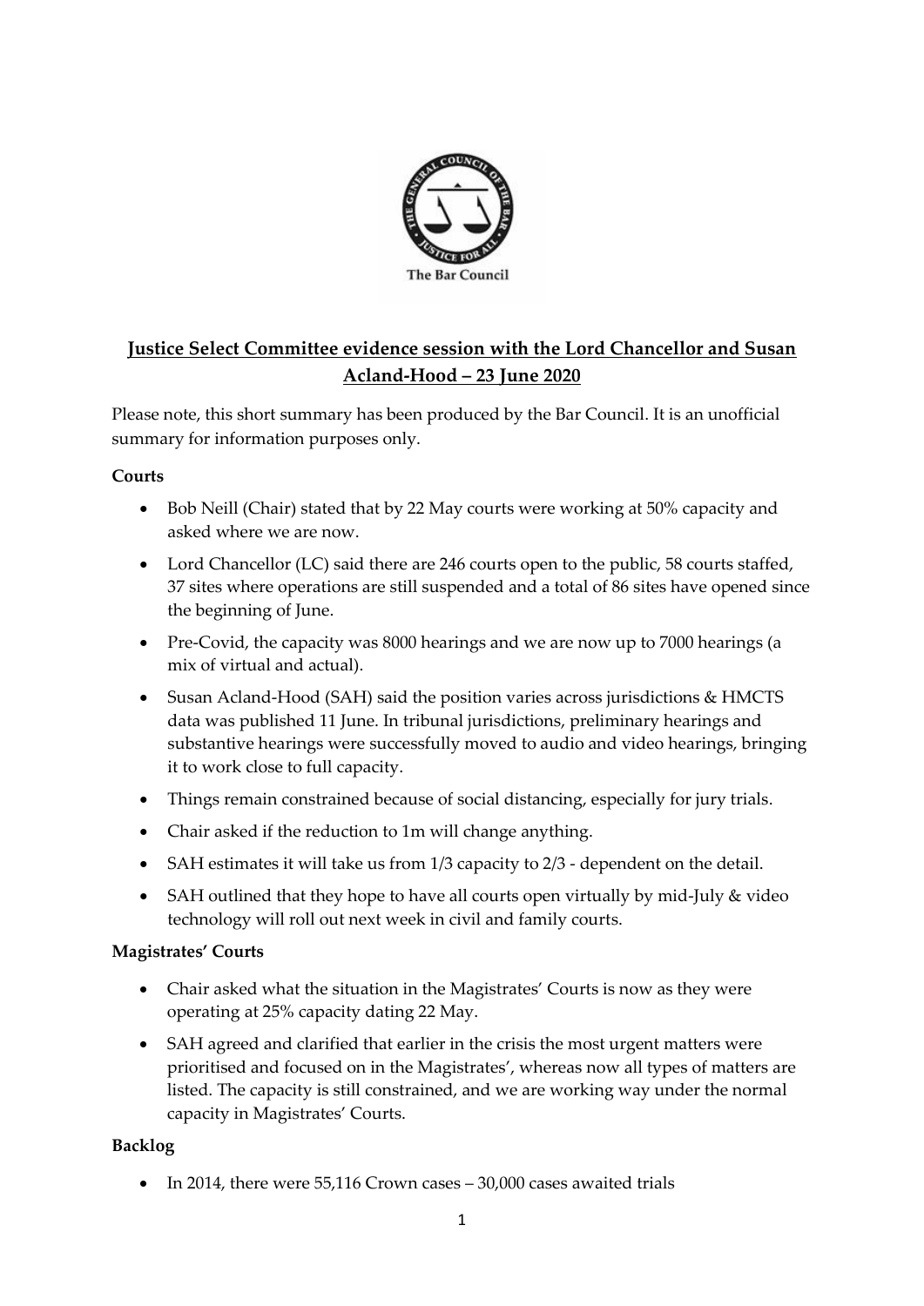The Bar Council

# Justice Select Committee evidence session with the Lord Chancellor and Susan Acland-Hood – 23 June 2020

Please note, this short summary has been produced by the Bar Council. It is an unofficial summary for information purposes only.

**Courts**

- Bob Neill (Chair) stated that by 22 May courts were working at 50% capacity and asked where we are now.
- Lord Chancellor (LC) said there are 246 courts open to the public, 58 courts staffed, 37 sites where operations are still suspended and a total of 86 sites have opened since the beginning of June.
- Pre-Covid, the capacity was 8000 hearings and we are now up to 7000 hearings (a mix of virtual and actual).
- Susan Acland-Hood (SAH) said the position varies across jurisdictions & HMCTS data was published 11 June. In tribunal jurisdictions, preliminary hearings and substantive hearings were successfully moved to audio and video hearings, bringing it to work close to full capacity.
- Things remain constrained because of social distancing, especially for jury trials.
- Chair asked if the reduction to 1m will change anything.
- SAH estimates it will take us from 1/3 capacity to 2/3 - dependent on the detail.
- SAH outlined that they hope to have all courts open virtually by mid-July & video technology will roll out next week in civil and family courts.

**Magistrates' Courts**

- Chair asked what the situation in the Magistrates' Courts is now as they were operating at 25% capacity dating 22 May.
- SAH agreed and clarified that earlier in the crisis the most urgent matters were prioritised and focused on in the Magistrates', whereas now all types of matters are listed. The capacity is still constrained, and we are working way under the normal capacity in Magistrates' Courts.

**Backlog**

- In 2014, there were 55,116 Crown cases – 30,000 cases awaited trials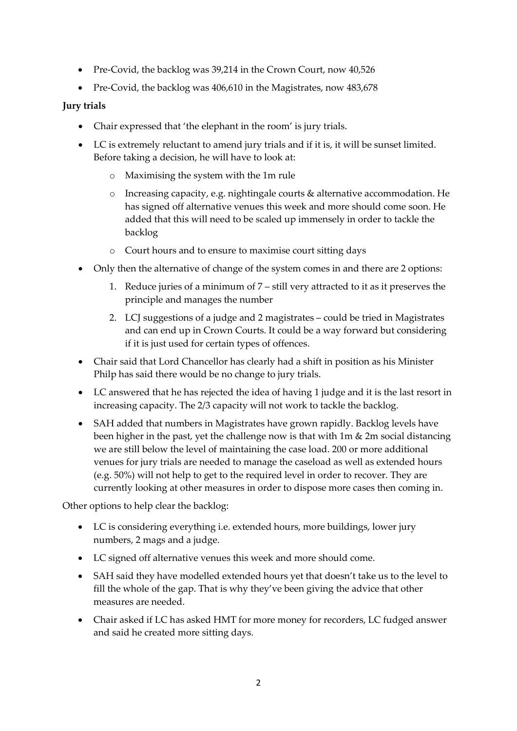- Pre-Covid, the backlog was 39,214 in the Crown Court, now 40,526
- Pre-Covid, the backlog was 406,610 in the Magistrates, now 483,678

**Jury trials**

- Chair expressed that 'the elephant in the room' is jury trials.
- LC is extremely reluctant to amend jury trials and if it is, it will be sunset limited. Before taking a decision, he will have to look at:
  - Maximising the system with the 1m rule
  - Increasing capacity, e.g. nightingale courts & alternative accommodation. He has signed off alternative venues this week and more should come soon. He added that this will need to be scaled up immensely in order to tackle the backlog
  - Court hours and to ensure to maximise court sitting days
- Only then the alternative of change of the system comes in and there are 2 options:
  1. Reduce juries of a minimum of 7 – still very attracted to it as it preserves the principle and manages the number
  2. LCJ suggestions of a judge and 2 magistrates – could be tried in Magistrates and can end up in Crown Courts. It could be a way forward but considering if it is just used for certain types of offences.
- Chair said that Lord Chancellor has clearly had a shift in position as his Minister Philp has said there would be no change to jury trials.
- LC answered that he has rejected the idea of having 1 judge and it is the last resort in increasing capacity. The 2/3 capacity will not work to tackle the backlog.
- SAH added that numbers in Magistrates have grown rapidly. Backlog levels have been higher in the past, yet the challenge now is that with 1m & 2m social distancing we are still below the level of maintaining the case load. 200 or more additional venues for jury trials are needed to manage the caseload as well as extended hours (e.g. 50%) will not help to get to the required level in order to recover. They are currently looking at other measures in order to dispose more cases then coming in.

Other options to help clear the backlog:

- LC is considering everything i.e. extended hours, more buildings, lower jury numbers, 2 mags and a judge.
- LC signed off alternative venues this week and more should come.
- SAH said they have modelled extended hours yet that doesn't take us to the level to fill the whole of the gap. That is why they've been giving the advice that other measures are needed.
- Chair asked if LC has asked HMT for more money for recorders, LC fudged answer and said he created more sitting days.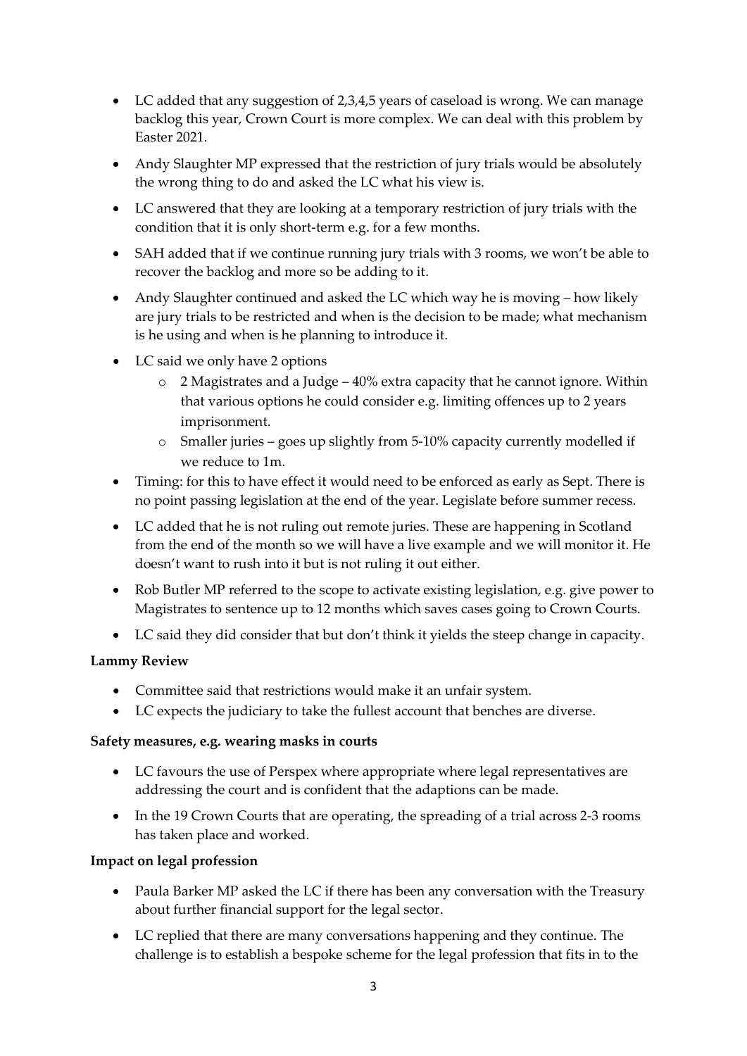- LC added that any suggestion of 2,3,4,5 years of caseload is wrong. We can manage backlog this year, Crown Court is more complex. We can deal with this problem by Easter 2021.
- Andy Slaughter MP expressed that the restriction of jury trials would be absolutely the wrong thing to do and asked the LC what his view is.
- LC answered that they are looking at a temporary restriction of jury trials with the condition that it is only short-term e.g. for a few months.
- SAH added that if we continue running jury trials with 3 rooms, we won't be able to recover the backlog and more so be adding to it.
- Andy Slaughter continued and asked the LC which way he is moving – how likely are jury trials to be restricted and when is the decision to be made; what mechanism is he using and when is he planning to introduce it.
- LC said we only have 2 options
  - 2 Magistrates and a Judge – 40% extra capacity that he cannot ignore. Within that various options he could consider e.g. limiting offences up to 2 years imprisonment.
  - Smaller juries – goes up slightly from 5-10% capacity currently modelled if we reduce to 1m.
- Timing: for this to have effect it would need to be enforced as early as Sept. There is no point passing legislation at the end of the year. Legislate before summer recess.
- LC added that he is not ruling out remote juries. These are happening in Scotland from the end of the month so we will have a live example and we will monitor it. He doesn't want to rush into it but is not ruling it out either.
- Rob Butler MP referred to the scope to activate existing legislation, e.g. give power to Magistrates to sentence up to 12 months which saves cases going to Crown Courts.
- LC said they did consider that but don't think it yields the steep change in capacity.

**Lammy Review**

- Committee said that restrictions would make it an unfair system.
- LC expects the judiciary to take the fullest account that benches are diverse.

**Safety measures, e.g. wearing masks in courts**

- LC favours the use of Perspex where appropriate where legal representatives are addressing the court and is confident that the adaptions can be made.
- In the 19 Crown Courts that are operating, the spreading of a trial across 2-3 rooms has taken place and worked.

**Impact on legal profession**

- Paula Barker MP asked the LC if there has been any conversation with the Treasury about further financial support for the legal sector.
- LC replied that there are many conversations happening and they continue. The challenge is to establish a bespoke scheme for the legal profession that fits in to the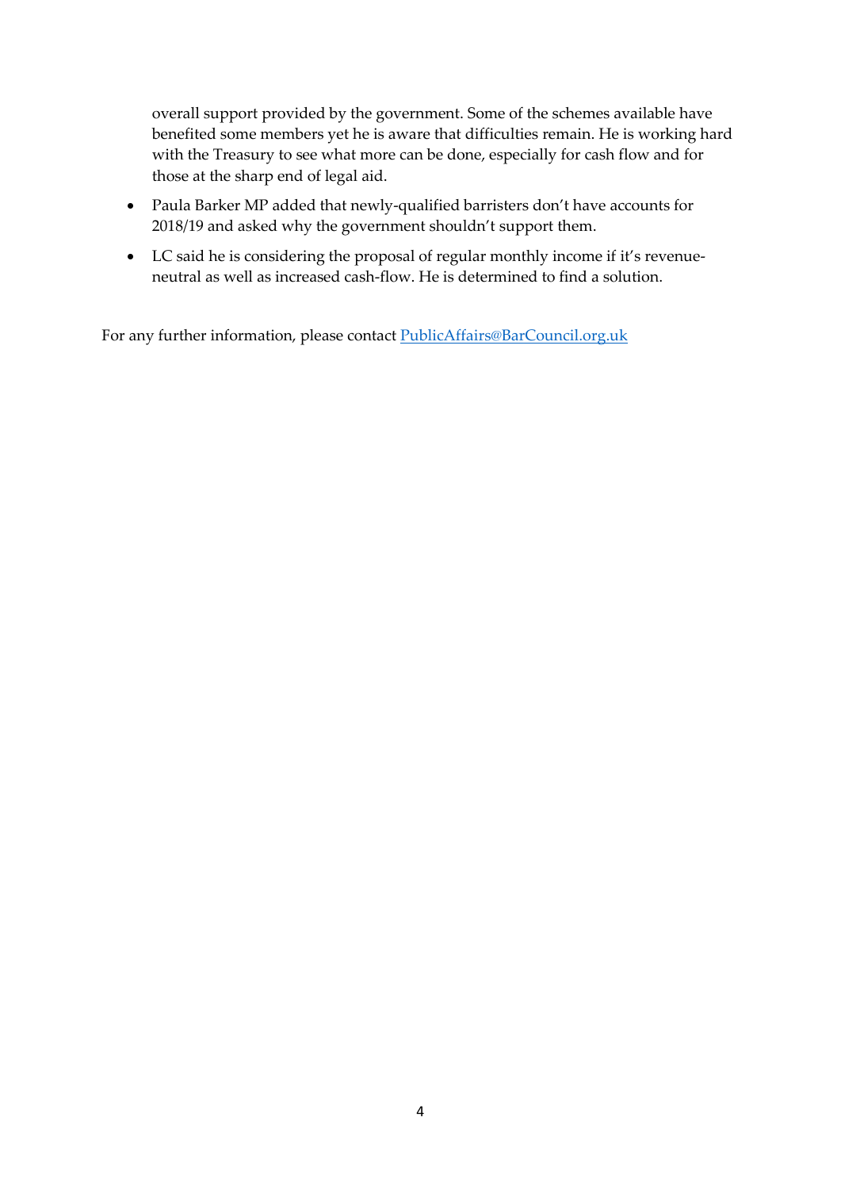overall support provided by the government. Some of the schemes available have benefited some members yet he is aware that difficulties remain. He is working hard with the Treasury to see what more can be done, especially for cash flow and for those at the sharp end of legal aid.

- Paula Barker MP added that newly-qualified barristers don't have accounts for 2018/19 and asked why the government shouldn't support them.
- LC said he is considering the proposal of regular monthly income if it's revenue-neutral as well as increased cash-flow. He is determined to find a solution.

For any further information, please contact [PublicAffairs@BarCouncil.org.uk](mailto:PublicAffairs@BarCouncil.org.uk)